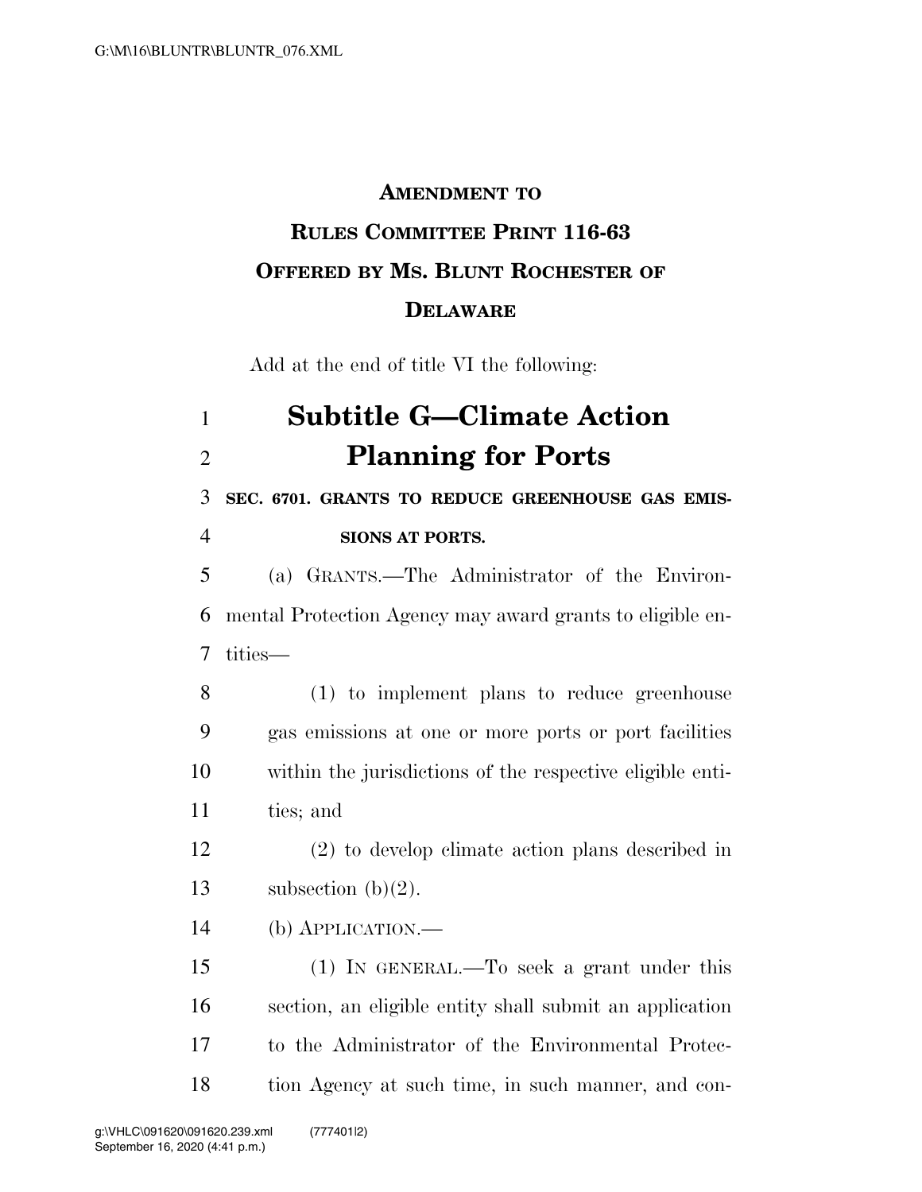**AMENDMENT TO**
**RULES COMMITTEE PRINT 116-63**
**OFFERED BY MS. BLUNT ROCHESTER OF**
**DELAWARE**

Add at the end of title VI the following:

# Subtitle G—Climate Action Planning for Ports

**SEC. 6701. GRANTS TO REDUCE GREENHOUSE GAS EMISSIONS AT PORTS.**

(a) GRANTS.—The Administrator of the Environmental Protection Agency may award grants to eligible entities—

(1) to implement plans to reduce greenhouse gas emissions at one or more ports or port facilities within the jurisdictions of the respective eligible entities; and

(2) to develop climate action plans described in subsection (b)(2).

(b) APPLICATION.—

(1) IN GENERAL.—To seek a grant under this section, an eligible entity shall submit an application to the Administrator of the Environmental Protection Agency at such time, in such manner, and con-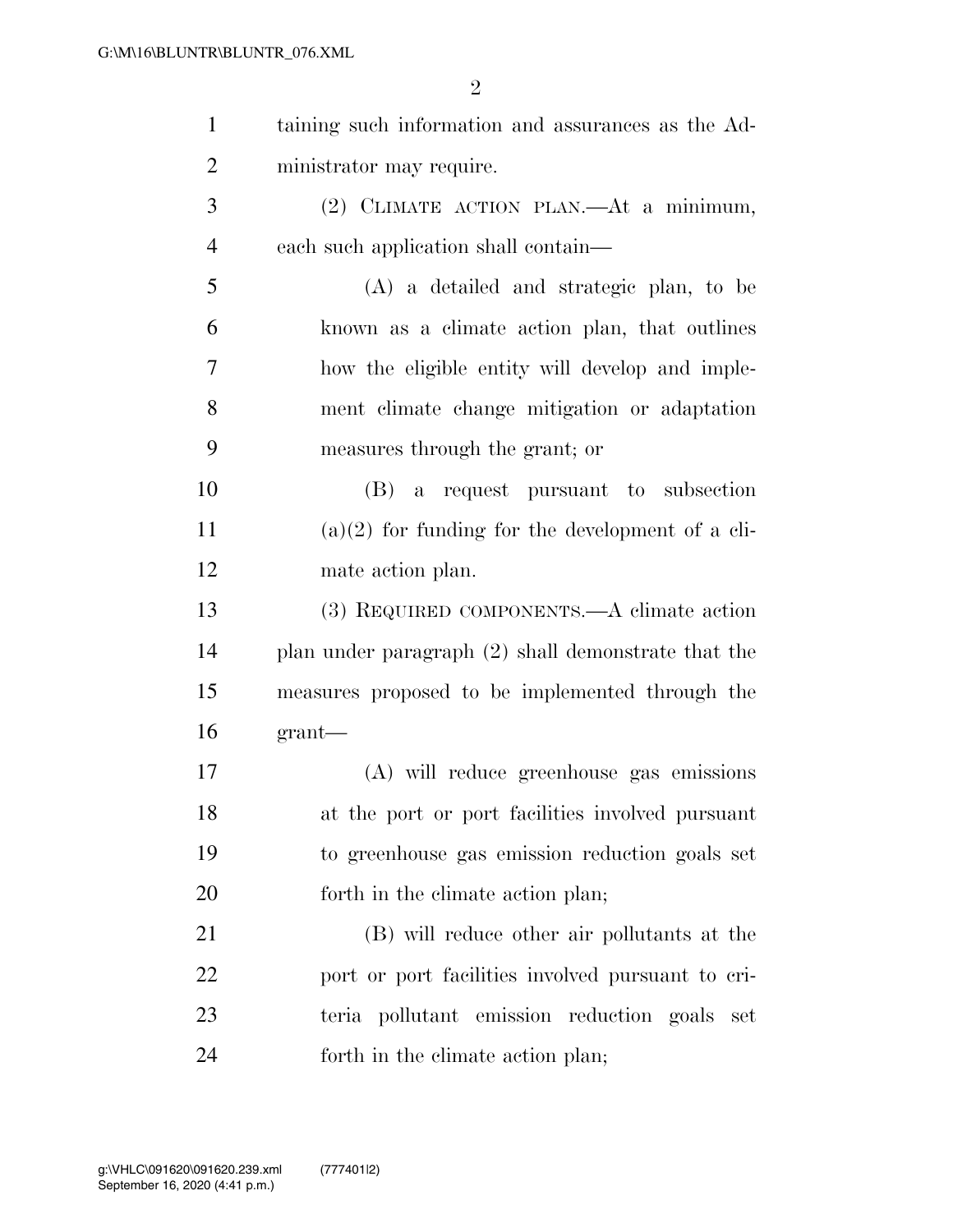taining such information and assurances as the Administrator may require.

(2) CLIMATE ACTION PLAN.—At a minimum, each such application shall contain—

(A) a detailed and strategic plan, to be known as a climate action plan, that outlines how the eligible entity will develop and implement climate change mitigation or adaptation measures through the grant; or

(B) a request pursuant to subsection (a)(2) for funding for the development of a climate action plan.

(3) REQUIRED COMPONENTS.—A climate action plan under paragraph (2) shall demonstrate that the measures proposed to be implemented through the grant—

(A) will reduce greenhouse gas emissions at the port or port facilities involved pursuant to greenhouse gas emission reduction goals set forth in the climate action plan;

(B) will reduce other air pollutants at the port or port facilities involved pursuant to criteria pollutant emission reduction goals set forth in the climate action plan;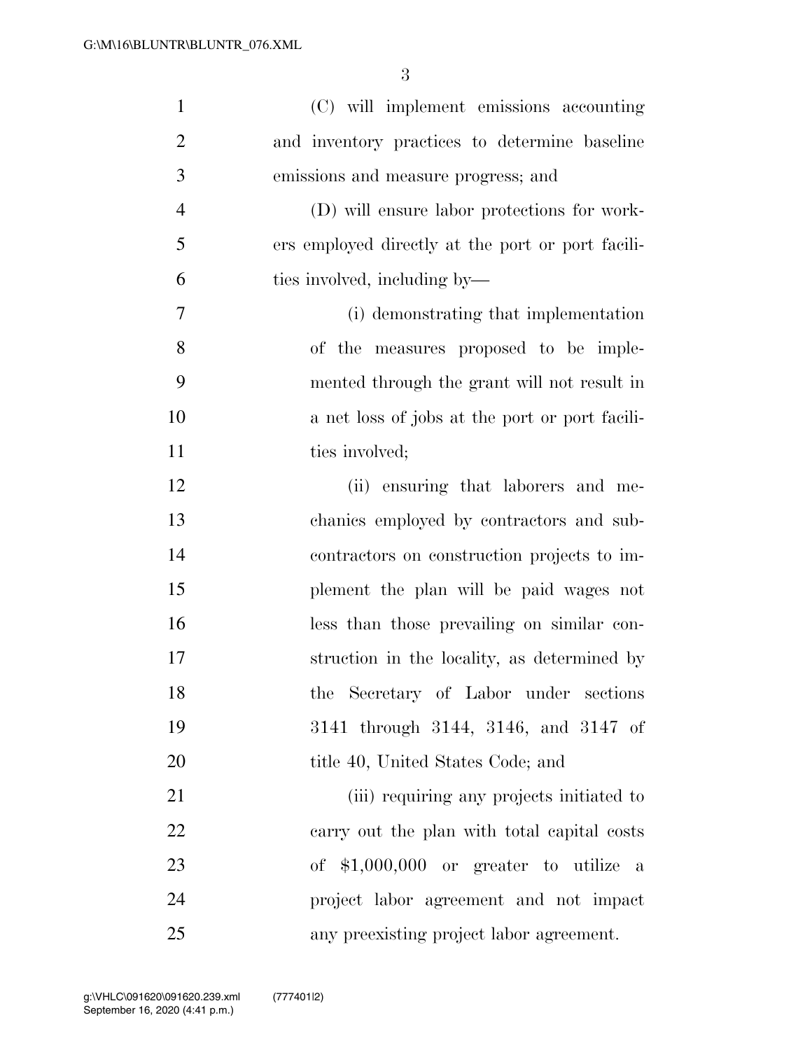(C) will implement emissions accounting and inventory practices to determine baseline emissions and measure progress; and

(D) will ensure labor protections for workers employed directly at the port or port facilities involved, including by—

(i) demonstrating that implementation of the measures proposed to be implemented through the grant will not result in a net loss of jobs at the port or port facilities involved;

(ii) ensuring that laborers and mechanics employed by contractors and subcontractors on construction projects to implement the plan will be paid wages not less than those prevailing on similar construction in the locality, as determined by the Secretary of Labor under sections 3141 through 3144, 3146, and 3147 of title 40, United States Code; and

(iii) requiring any projects initiated to carry out the plan with total capital costs of $1,000,000 or greater to utilize a project labor agreement and not impact any preexisting project labor agreement.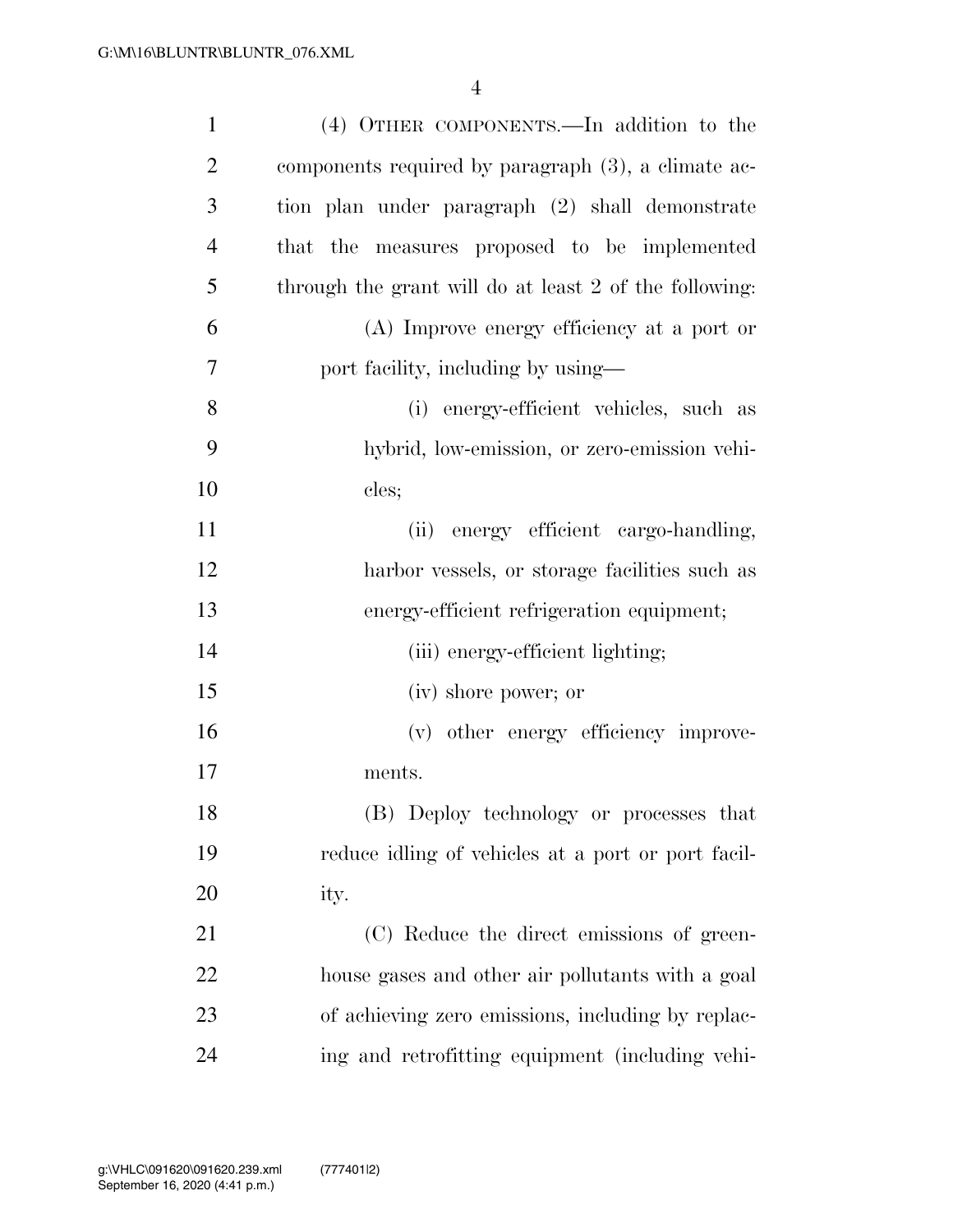(4) OTHER COMPONENTS.—In addition to the components required by paragraph (3), a climate action plan under paragraph (2) shall demonstrate that the measures proposed to be implemented through the grant will do at least 2 of the following:

(A) Improve energy efficiency at a port or port facility, including by using—

(i) energy-efficient vehicles, such as hybrid, low-emission, or zero-emission vehicles;

(ii) energy efficient cargo-handling, harbor vessels, or storage facilities such as energy-efficient refrigeration equipment;

(iii) energy-efficient lighting;

(iv) shore power; or

(v) other energy efficiency improvements.

(B) Deploy technology or processes that reduce idling of vehicles at a port or port facility.

(C) Reduce the direct emissions of greenhouse gases and other air pollutants with a goal of achieving zero emissions, including by replacing and retrofitting equipment (including vehi-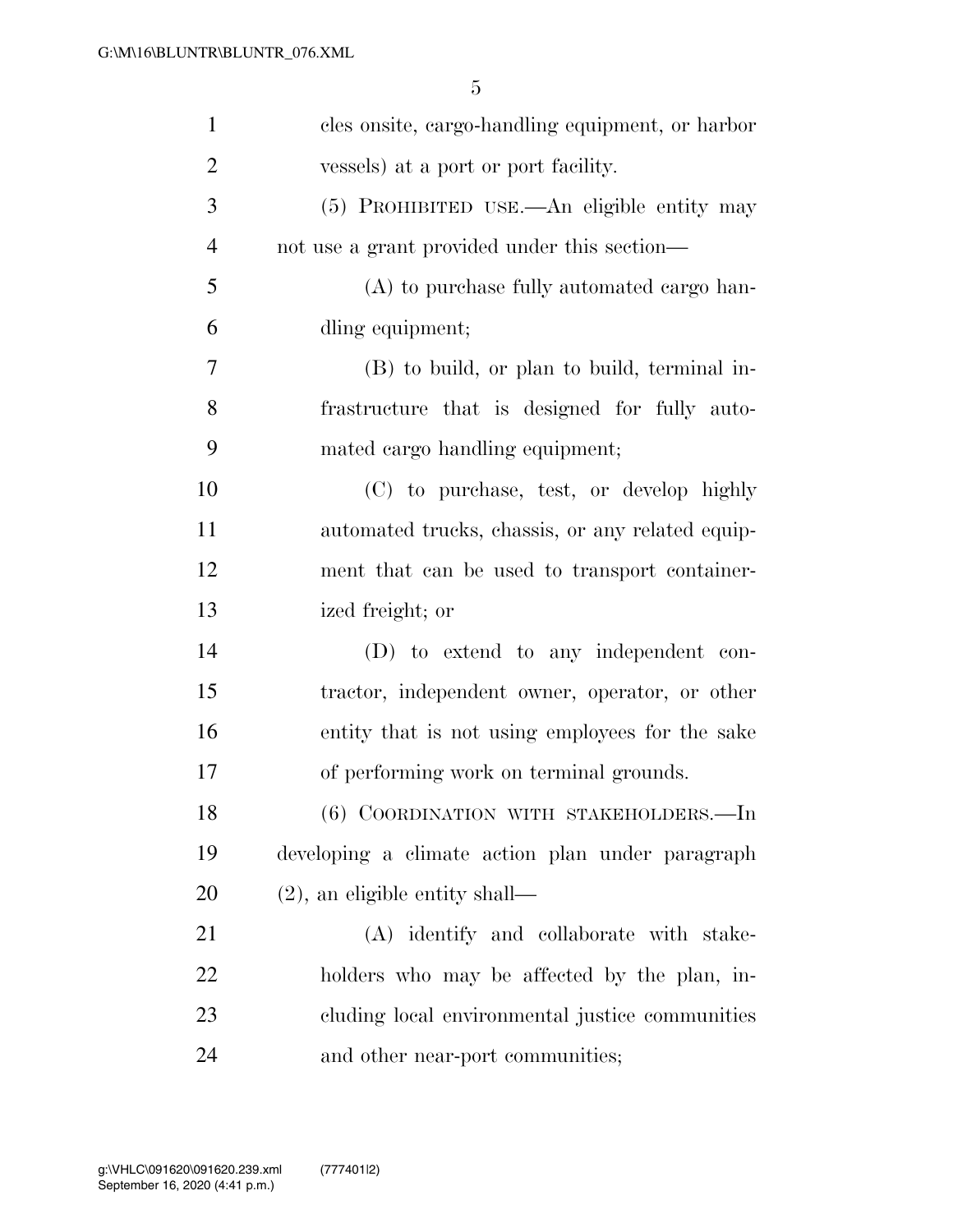cles onsite, cargo-handling equipment, or harbor vessels) at a port or port facility.

(5) PROHIBITED USE.—An eligible entity may not use a grant provided under this section—

(A) to purchase fully automated cargo handling equipment;

(B) to build, or plan to build, terminal infrastructure that is designed for fully automated cargo handling equipment;

(C) to purchase, test, or develop highly automated trucks, chassis, or any related equipment that can be used to transport containerized freight; or

(D) to extend to any independent contractor, independent owner, operator, or other entity that is not using employees for the sake of performing work on terminal grounds.

(6) COORDINATION WITH STAKEHOLDERS.—In developing a climate action plan under paragraph (2), an eligible entity shall—

(A) identify and collaborate with stakeholders who may be affected by the plan, including local environmental justice communities and other near-port communities;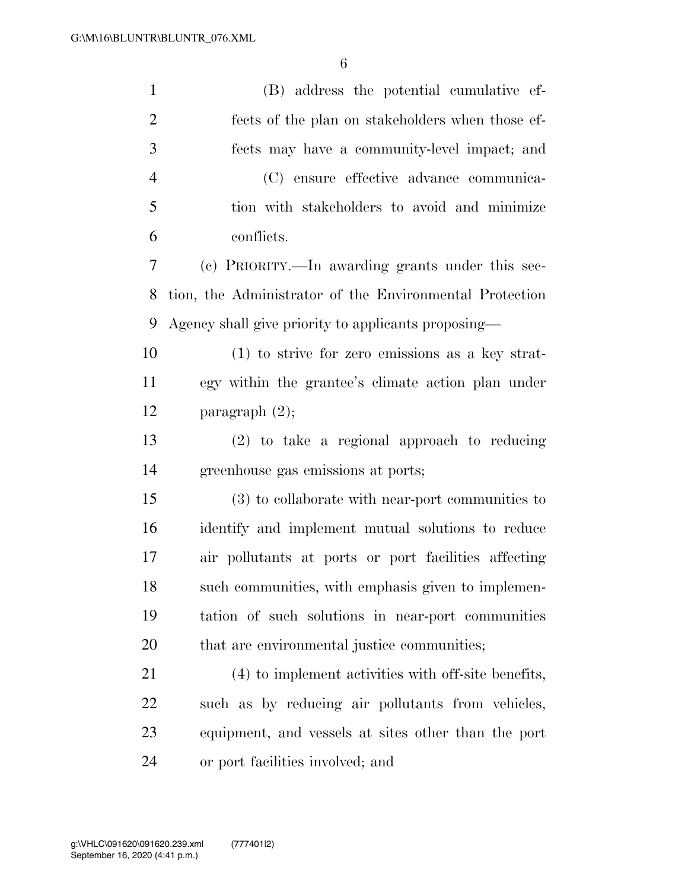(B) address the potential cumulative effects of the plan on stakeholders when those effects may have a community-level impact; and

(C) ensure effective advance communication with stakeholders to avoid and minimize conflicts.

(c) PRIORITY.—In awarding grants under this section, the Administrator of the Environmental Protection Agency shall give priority to applicants proposing—

(1) to strive for zero emissions as a key strategy within the grantee's climate action plan under paragraph (2);

(2) to take a regional approach to reducing greenhouse gas emissions at ports;

(3) to collaborate with near-port communities to identify and implement mutual solutions to reduce air pollutants at ports or port facilities affecting such communities, with emphasis given to implementation of such solutions in near-port communities that are environmental justice communities;

(4) to implement activities with off-site benefits, such as by reducing air pollutants from vehicles, equipment, and vessels at sites other than the port or port facilities involved; and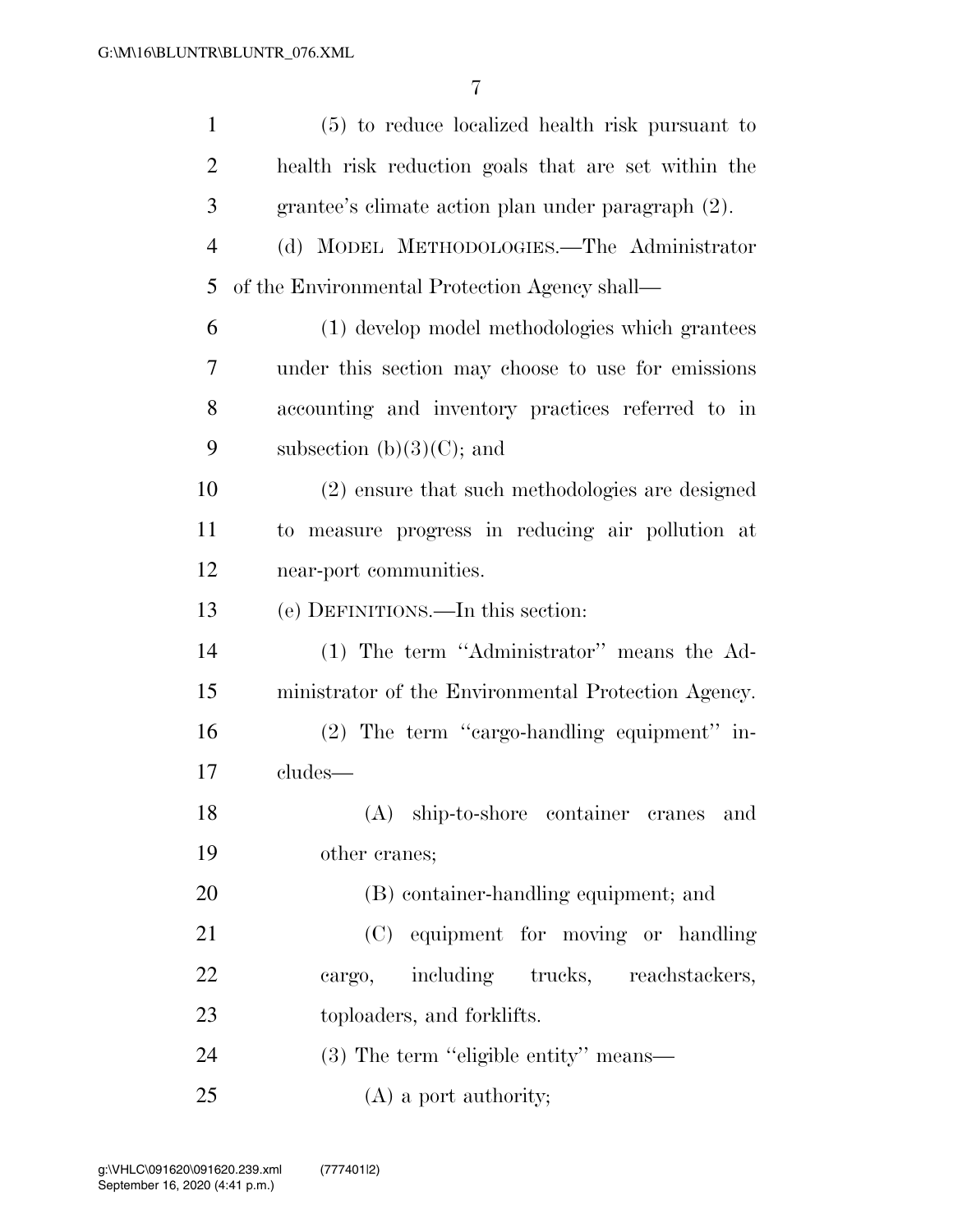(5) to reduce localized health risk pursuant to health risk reduction goals that are set within the grantee's climate action plan under paragraph (2).

(d) MODEL METHODOLOGIES.—The Administrator of the Environmental Protection Agency shall—

(1) develop model methodologies which grantees under this section may choose to use for emissions accounting and inventory practices referred to in subsection (b)(3)(C); and

(2) ensure that such methodologies are designed to measure progress in reducing air pollution at near-port communities.

(e) DEFINITIONS.—In this section:

(1) The term ''Administrator'' means the Administrator of the Environmental Protection Agency.

(2) The term ''cargo-handling equipment'' includes—

(A) ship-to-shore container cranes and other cranes;

(B) container-handling equipment; and

(C) equipment for moving or handling cargo, including trucks, reachstackers, toploaders, and forklifts.

(3) The term ''eligible entity'' means—

(A) a port authority;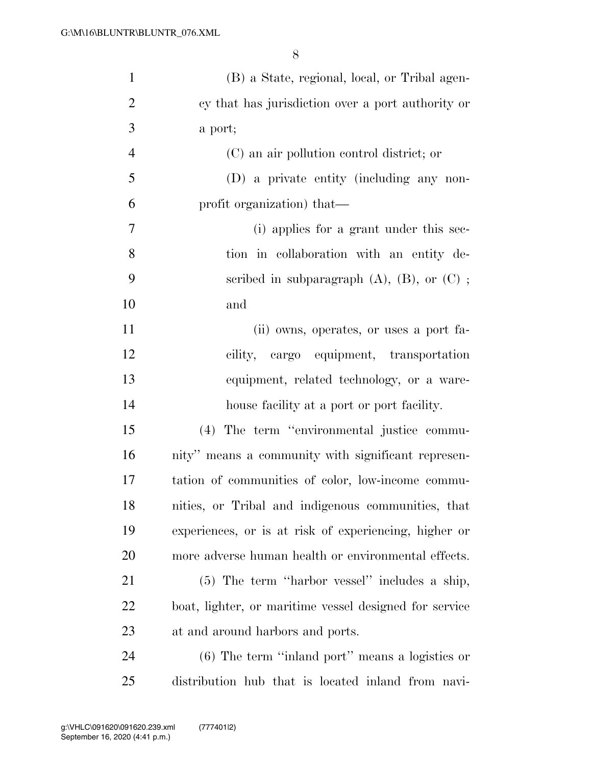(B) a State, regional, local, or Tribal agency that has jurisdiction over a port authority or a port;

(C) an air pollution control district; or

(D) a private entity (including any nonprofit organization) that—

(i) applies for a grant under this section in collaboration with an entity described in subparagraph (A), (B), or (C) ; and

(ii) owns, operates, or uses a port facility, cargo equipment, transportation equipment, related technology, or a warehouse facility at a port or port facility.

(4) The term ''environmental justice community'' means a community with significant representation of communities of color, low-income communities, or Tribal and indigenous communities, that experiences, or is at risk of experiencing, higher or more adverse human health or environmental effects.

(5) The term ''harbor vessel'' includes a ship, boat, lighter, or maritime vessel designed for service at and around harbors and ports.

(6) The term ''inland port'' means a logistics or distribution hub that is located inland from navi-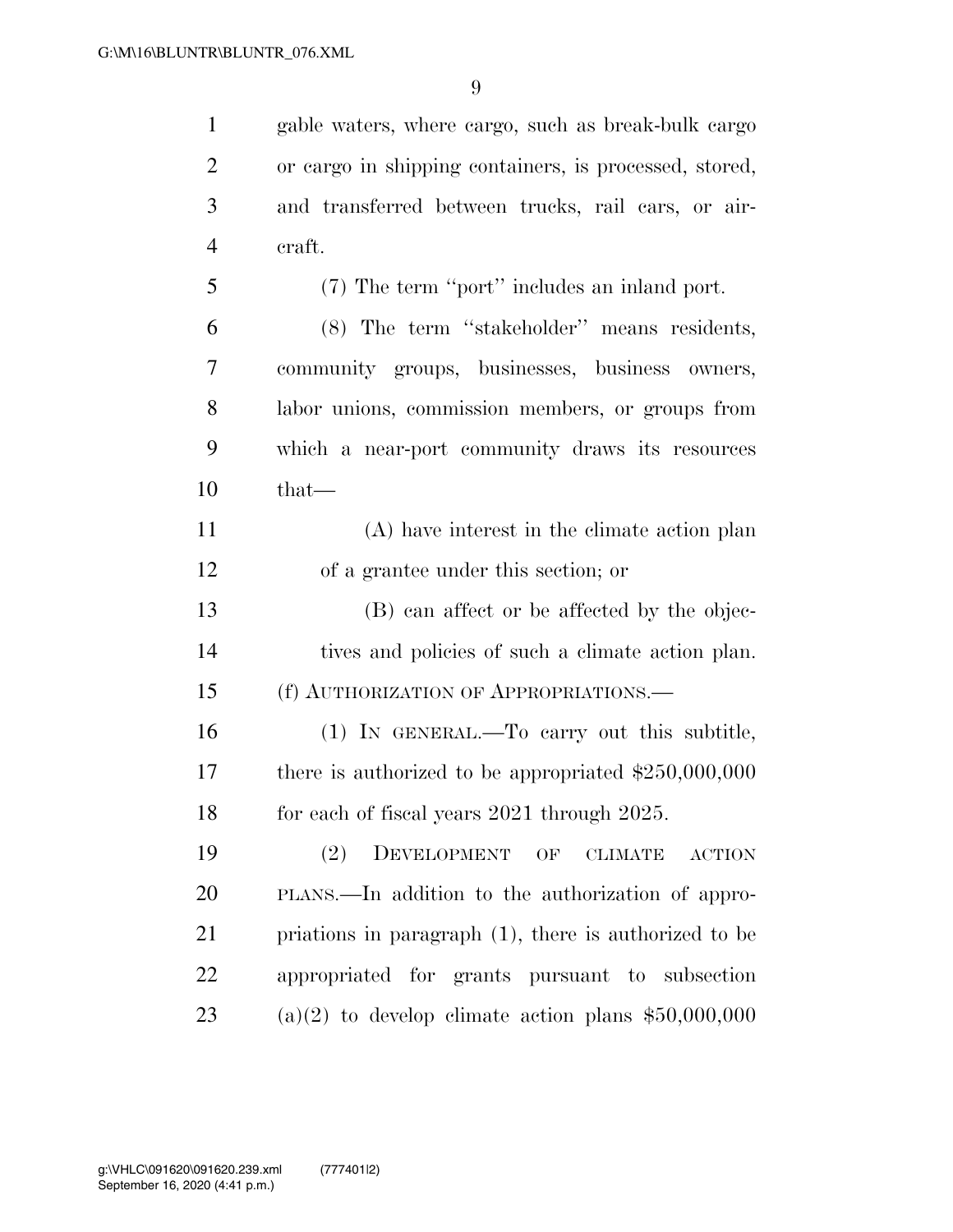gable waters, where cargo, such as break-bulk cargo or cargo in shipping containers, is processed, stored, and transferred between trucks, rail cars, or aircraft.

(7) The term ''port'' includes an inland port.

(8) The term ''stakeholder'' means residents, community groups, businesses, business owners, labor unions, commission members, or groups from which a near-port community draws its resources that—

(A) have interest in the climate action plan of a grantee under this section; or

(B) can affect or be affected by the objectives and policies of such a climate action plan.

(f) AUTHORIZATION OF APPROPRIATIONS.—

(1) IN GENERAL.—To carry out this subtitle, there is authorized to be appropriated $250,000,000 for each of fiscal years 2021 through 2025.

(2) DEVELOPMENT OF CLIMATE ACTION PLANS.—In addition to the authorization of appropriations in paragraph (1), there is authorized to be appropriated for grants pursuant to subsection (a)(2) to develop climate action plans $50,000,000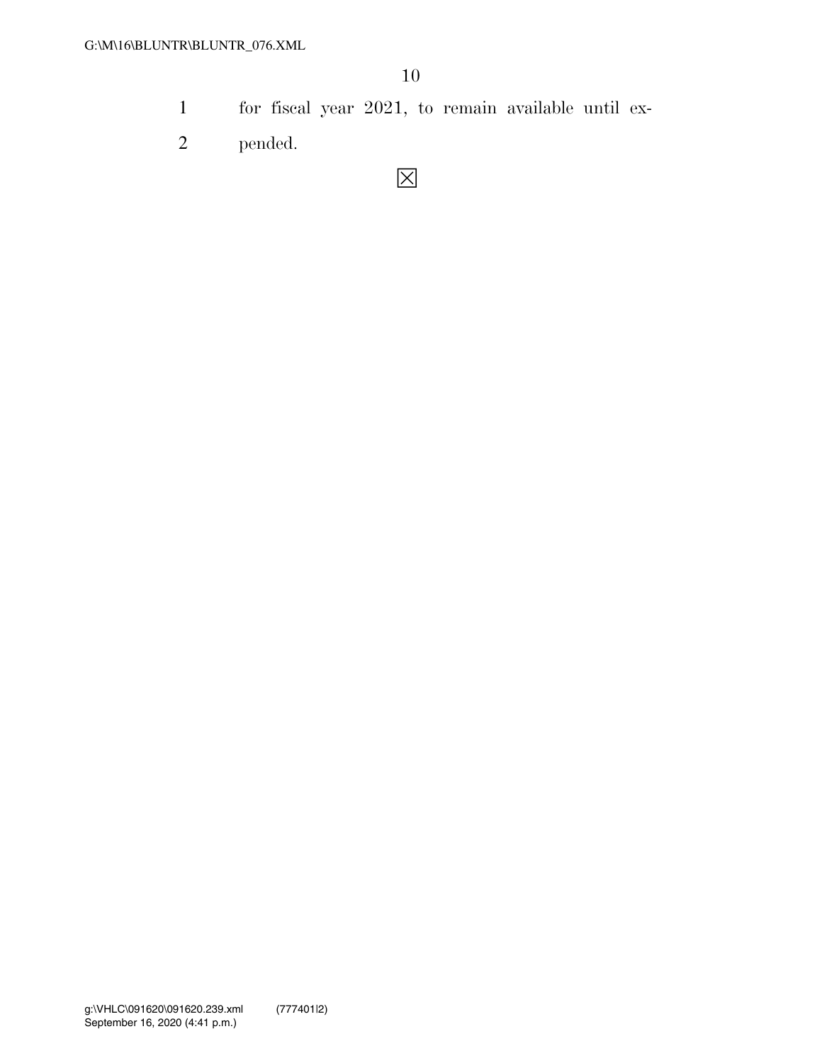for fiscal year 2021, to remain available until expended.